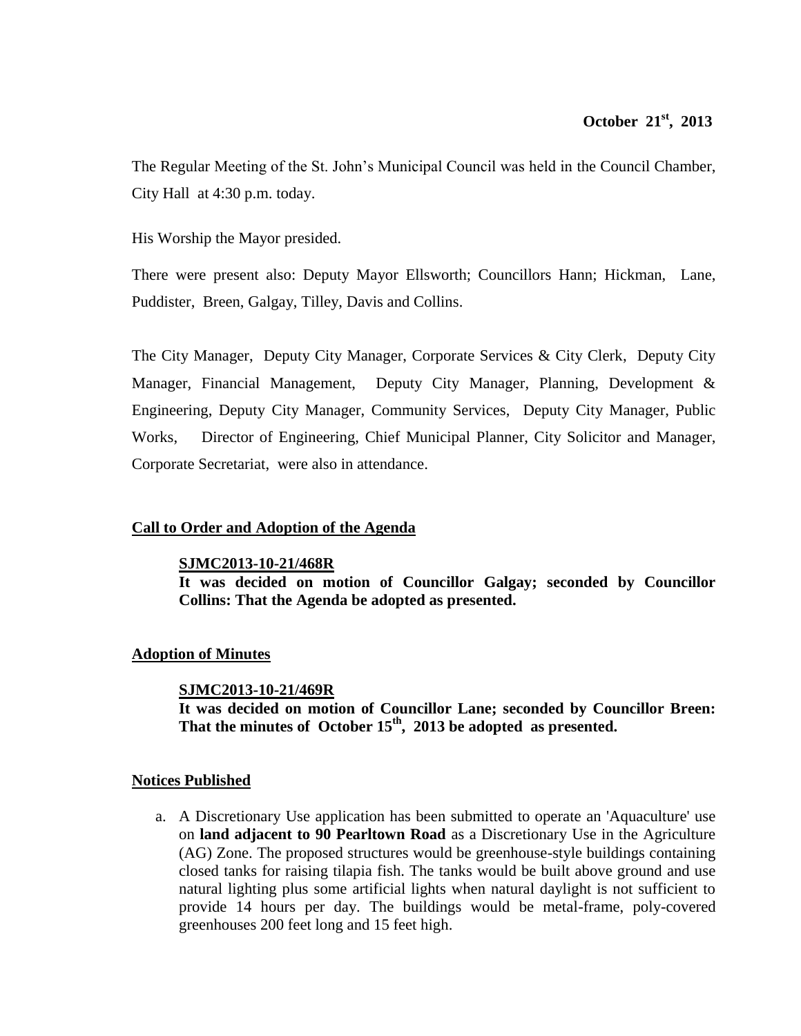**October 21st, 2013**

The Regular Meeting of the St. John's Municipal Council was held in the Council Chamber, City Hall at 4:30 p.m. today.

His Worship the Mayor presided.

There were present also: Deputy Mayor Ellsworth; Councillors Hann; Hickman, Lane, Puddister, Breen, Galgay, Tilley, Davis and Collins.

The City Manager, Deputy City Manager, Corporate Services & City Clerk, Deputy City Manager, Financial Management, Deputy City Manager, Planning, Development & Engineering, Deputy City Manager, Community Services, Deputy City Manager, Public Works, Director of Engineering, Chief Municipal Planner, City Solicitor and Manager, Corporate Secretariat, were also in attendance.

## Call to Order and Adoption of the Agenda

**SJMC2013-10-21/468R**
**It was decided on motion of Councillor Galgay; seconded by Councillor Collins: That the Agenda be adopted as presented.**

## Adoption of Minutes

**SJMC2013-10-21/469R**
**It was decided on motion of Councillor Lane; seconded by Councillor Breen: That the minutes of October 15th, 2013 be adopted as presented.**

## Notices Published

a. A Discretionary Use application has been submitted to operate an 'Aquaculture' use on **land adjacent to 90 Pearltown Road** as a Discretionary Use in the Agriculture (AG) Zone. The proposed structures would be greenhouse-style buildings containing closed tanks for raising tilapia fish. The tanks would be built above ground and use natural lighting plus some artificial lights when natural daylight is not sufficient to provide 14 hours per day. The buildings would be metal-frame, poly-covered greenhouses 200 feet long and 15 feet high.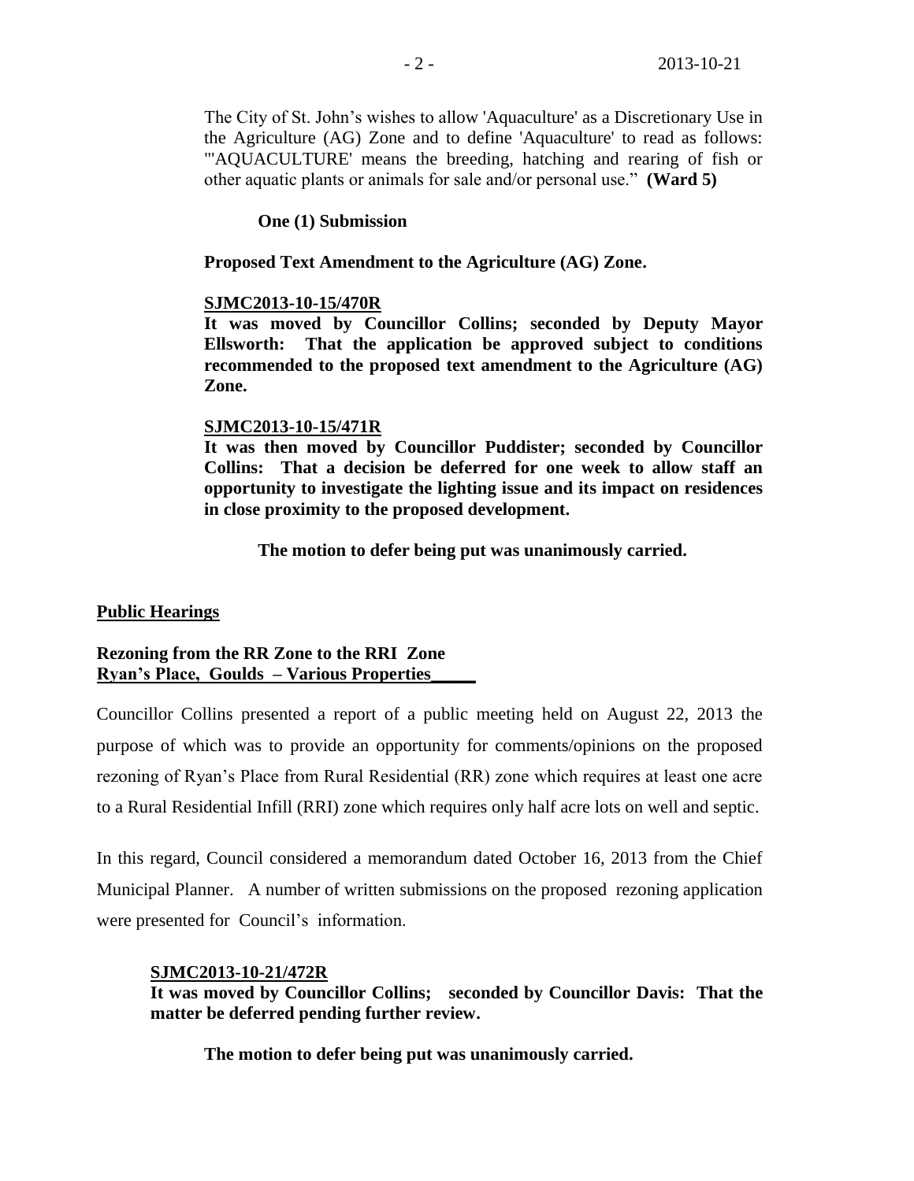The City of St. John's wishes to allow 'Aquaculture' as a Discretionary Use in the Agriculture (AG) Zone and to define 'Aquaculture' to read as follows: "'AQUACULTURE' means the breeding, hatching and rearing of fish or other aquatic plants or animals for sale and/or personal use." **(Ward 5)**

**One (1) Submission**

**Proposed Text Amendment to the Agriculture (AG) Zone.**

**SJMC2013-10-15/470R**
**It was moved by Councillor Collins; seconded by Deputy Mayor Ellsworth: That the application be approved subject to conditions recommended to the proposed text amendment to the Agriculture (AG) Zone.**

**SJMC2013-10-15/471R**
**It was then moved by Councillor Puddister; seconded by Councillor Collins: That a decision be deferred for one week to allow staff an opportunity to investigate the lighting issue and its impact on residences in close proximity to the proposed development.**

**The motion to defer being put was unanimously carried.**

## Public Hearings

**Rezoning from the RR Zone to the RRI Zone**
**Ryan's Place, Goulds – Various Properties**

Councillor Collins presented a report of a public meeting held on August 22, 2013 the purpose of which was to provide an opportunity for comments/opinions on the proposed rezoning of Ryan's Place from Rural Residential (RR) zone which requires at least one acre to a Rural Residential Infill (RRI) zone which requires only half acre lots on well and septic.

In this regard, Council considered a memorandum dated October 16, 2013 from the Chief Municipal Planner. A number of written submissions on the proposed rezoning application were presented for Council's information.

**SJMC2013-10-21/472R**
**It was moved by Councillor Collins; seconded by Councillor Davis: That the matter be deferred pending further review.**

**The motion to defer being put was unanimously carried.**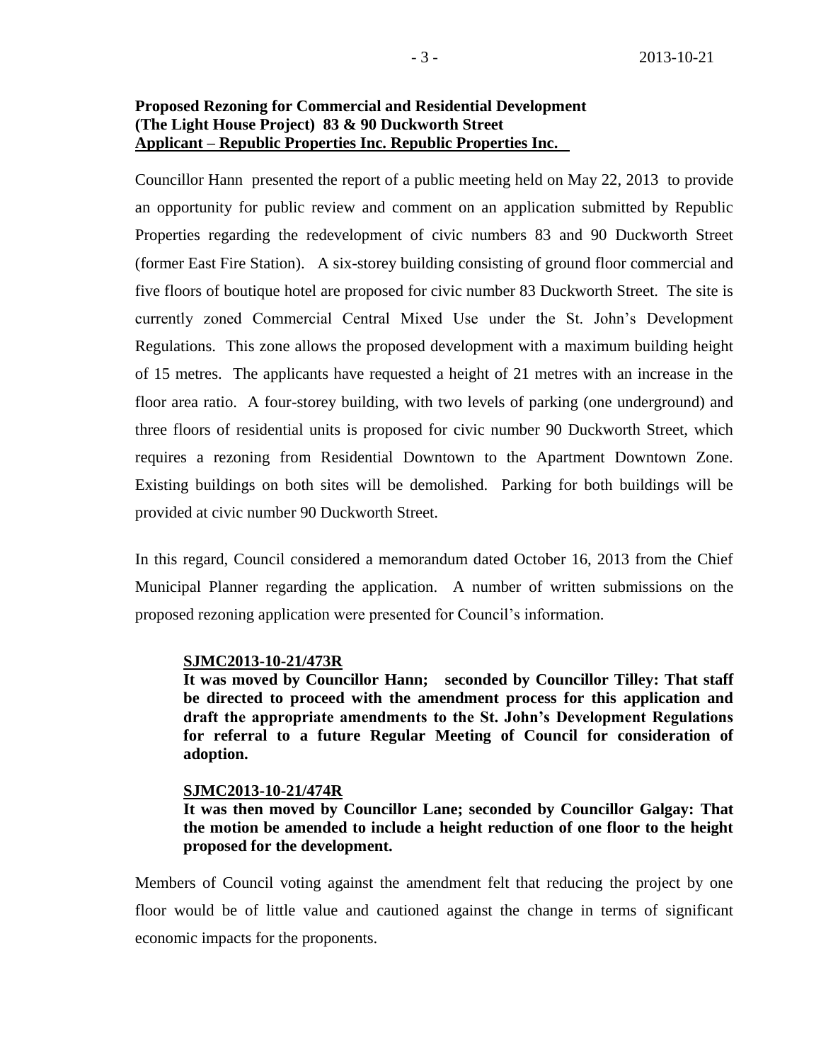**Proposed Rezoning for Commercial and Residential Development (The Light House Project) 83 & 90 Duckworth Street Applicant – Republic Properties Inc. Republic Properties Inc.**

Councillor Hann presented the report of a public meeting held on May 22, 2013 to provide an opportunity for public review and comment on an application submitted by Republic Properties regarding the redevelopment of civic numbers 83 and 90 Duckworth Street (former East Fire Station). A six-storey building consisting of ground floor commercial and five floors of boutique hotel are proposed for civic number 83 Duckworth Street. The site is currently zoned Commercial Central Mixed Use under the St. John's Development Regulations. This zone allows the proposed development with a maximum building height of 15 metres. The applicants have requested a height of 21 metres with an increase in the floor area ratio. A four-storey building, with two levels of parking (one underground) and three floors of residential units is proposed for civic number 90 Duckworth Street, which requires a rezoning from Residential Downtown to the Apartment Downtown Zone. Existing buildings on both sites will be demolished. Parking for both buildings will be provided at civic number 90 Duckworth Street.

In this regard, Council considered a memorandum dated October 16, 2013 from the Chief Municipal Planner regarding the application. A number of written submissions on the proposed rezoning application were presented for Council's information.

**SJMC2013-10-21/473R**
**It was moved by Councillor Hann; seconded by Councillor Tilley: That staff be directed to proceed with the amendment process for this application and draft the appropriate amendments to the St. John's Development Regulations for referral to a future Regular Meeting of Council for consideration of adoption.**

**SJMC2013-10-21/474R**
**It was then moved by Councillor Lane; seconded by Councillor Galgay: That the motion be amended to include a height reduction of one floor to the height proposed for the development.**

Members of Council voting against the amendment felt that reducing the project by one floor would be of little value and cautioned against the change in terms of significant economic impacts for the proponents.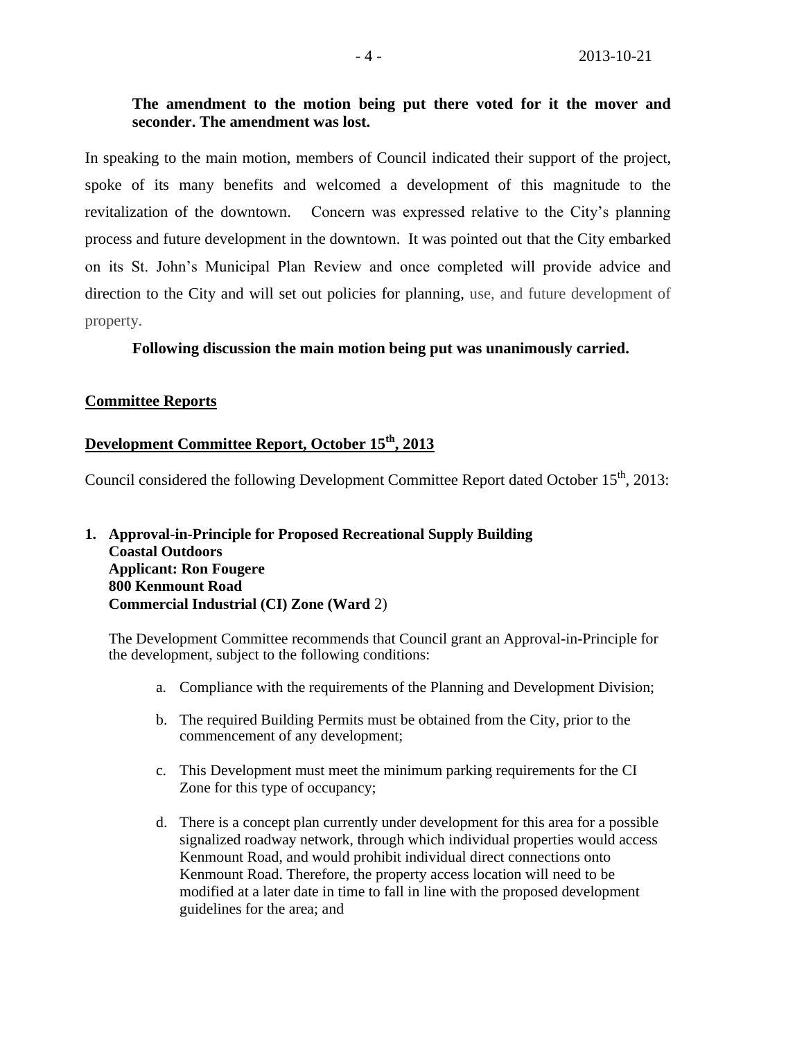**The amendment to the motion being put there voted for it the mover and seconder. The amendment was lost.**

In speaking to the main motion, members of Council indicated their support of the project, spoke of its many benefits and welcomed a development of this magnitude to the revitalization of the downtown. Concern was expressed relative to the City's planning process and future development in the downtown. It was pointed out that the City embarked on its St. John's Municipal Plan Review and once completed will provide advice and direction to the City and will set out policies for planning, use, and future development of property.

**Following discussion the main motion being put was unanimously carried.**

**Committee Reports**

**Development Committee Report, October 15th, 2013**

Council considered the following Development Committee Report dated October 15th, 2013:

1. **Approval-in-Principle for Proposed Recreational Supply Building**
   **Coastal Outdoors**
   **Applicant: Ron Fougere**
   **800 Kenmount Road**
   **Commercial Industrial (CI) Zone (Ward** 2)

   The Development Committee recommends that Council grant an Approval-in-Principle for the development, subject to the following conditions:

   a. Compliance with the requirements of the Planning and Development Division;

   b. The required Building Permits must be obtained from the City, prior to the commencement of any development;

   c. This Development must meet the minimum parking requirements for the CI Zone for this type of occupancy;

   d. There is a concept plan currently under development for this area for a possible signalized roadway network, through which individual properties would access Kenmount Road, and would prohibit individual direct connections onto Kenmount Road. Therefore, the property access location will need to be modified at a later date in time to fall in line with the proposed development guidelines for the area; and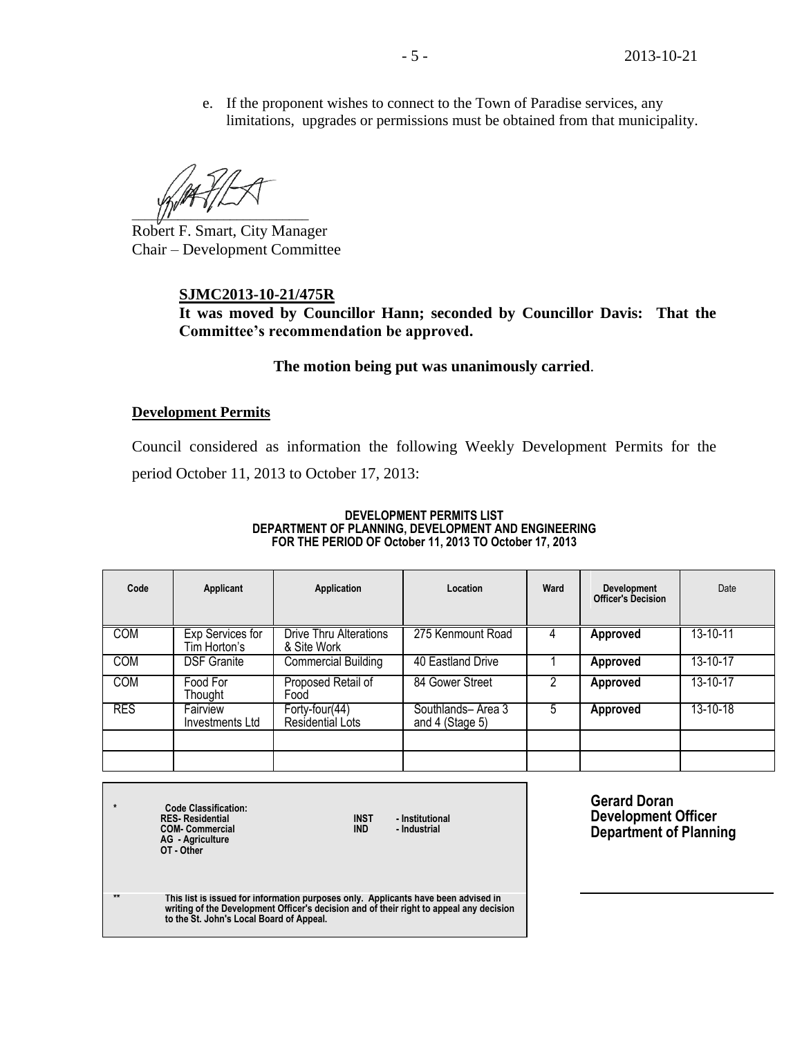e. If the proponent wishes to connect to the Town of Paradise services, any limitations, upgrades or permissions must be obtained from that municipality.

Robert F. Smart, City Manager
Chair – Development Committee

**SJMC2013-10-21/475R**
**It was moved by Councillor Hann; seconded by Councillor Davis: That the Committee's recommendation be approved.**

**The motion being put was unanimously carried**.

**Development Permits**

Council considered as information the following Weekly Development Permits for the period October 11, 2013 to October 17, 2013:

**DEVELOPMENT PERMITS LIST**
**DEPARTMENT OF PLANNING, DEVELOPMENT AND ENGINEERING**
**FOR THE PERIOD OF October 11, 2013 TO October 17, 2013**

| Code | Applicant | Application | Location | Ward | Development Officer's Decision | Date |
|---|---|---|---|---|---|---|
| COM | Exp Services for Tim Horton's | Drive Thru Alterations & Site Work | 275 Kenmount Road | 4 | **Approved** | 13-10-11 |
| COM | DSF Granite | Commercial Building | 40 Eastland Drive | 1 | **Approved** | 13-10-17 |
| COM | Food For Thought | Proposed Retail of Food | 84 Gower Street | 2 | **Approved** | 13-10-17 |
| RES | Fairview Investments Ltd | Forty-four(44) Residential Lots | Southlands– Area 3 and 4 (Stage 5) | 5 | **Approved** | 13-10-18 |
| | | | | | | |
| | | | | | | |

\* **Code Classification:**
**RES- Residential**
**COM- Commercial**
**AG - Agriculture**
**OT - Other**
**INST - Institutional**
**IND - Industrial**

\*\* **This list is issued for information purposes only. Applicants have been advised in writing of the Development Officer's decision and of their right to appeal any decision to the St. John's Local Board of Appeal.**

**Gerard Doran**
**Development Officer**
**Department of Planning**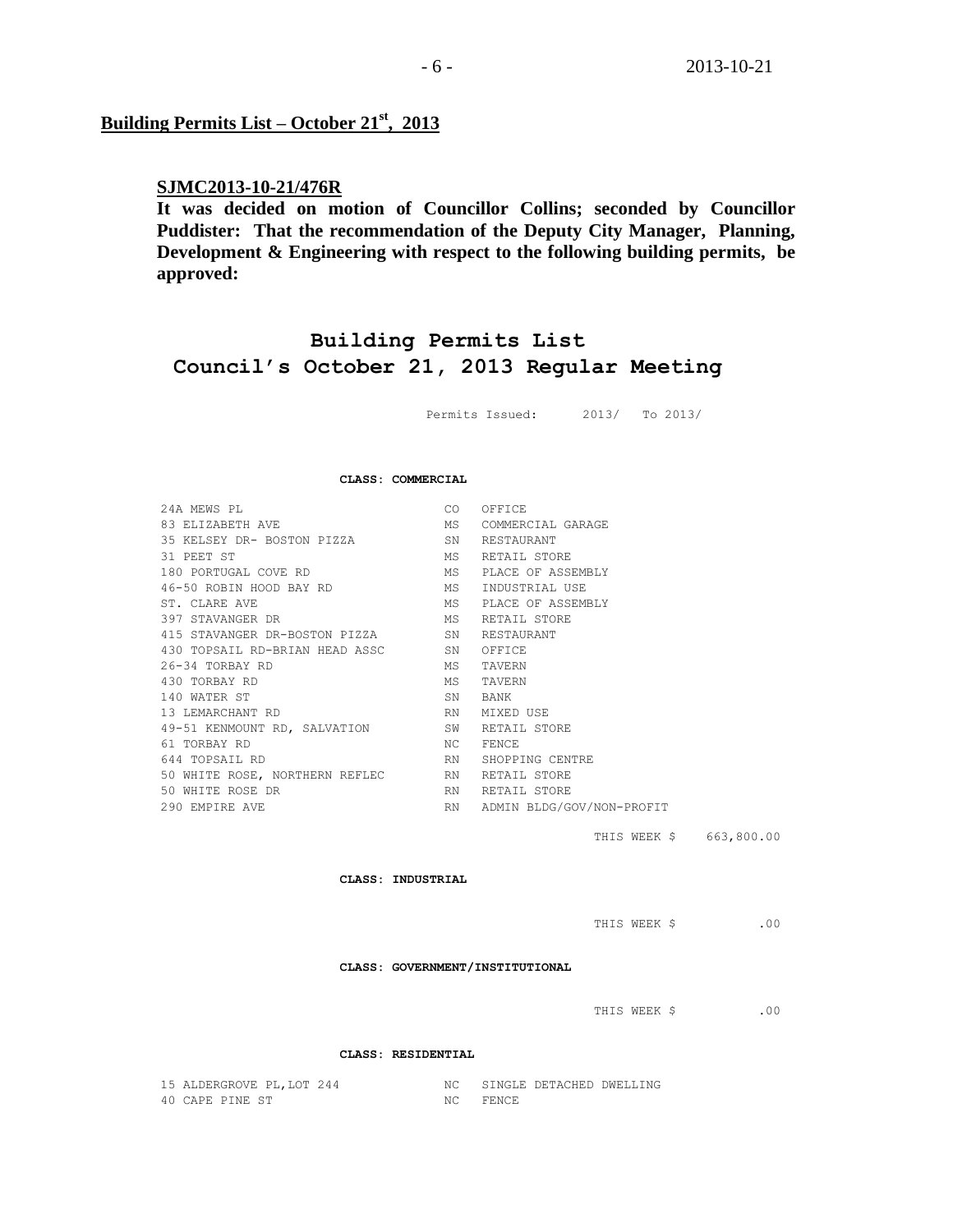## Building Permits List – October 21st, 2013

**SJMC2013-10-21/476R**

**It was decided on motion of Councillor Collins; seconded by Councillor Puddister: That the recommendation of the Deputy City Manager, Planning, Development & Engineering with respect to the following building permits, be approved:**

# Building Permits List
## Council's October 21, 2013 Regular Meeting

Permits Issued: 2013/ To 2013/

**CLASS: COMMERCIAL**

| | | |
|---|---|---|
| 24A MEWS PL | CO | OFFICE |
| 83 ELIZABETH AVE | MS | COMMERCIAL GARAGE |
| 35 KELSEY DR- BOSTON PIZZA | SN | RESTAURANT |
| 31 PEET ST | MS | RETAIL STORE |
| 180 PORTUGAL COVE RD | MS | PLACE OF ASSEMBLY |
| 46-50 ROBIN HOOD BAY RD | MS | INDUSTRIAL USE |
| ST. CLARE AVE | MS | PLACE OF ASSEMBLY |
| 397 STAVANGER DR | MS | RETAIL STORE |
| 415 STAVANGER DR-BOSTON PIZZA | SN | RESTAURANT |
| 430 TOPSAIL RD-BRIAN HEAD ASSC | SN | OFFICE |
| 26-34 TORBAY RD | MS | TAVERN |
| 430 TORBAY RD | MS | TAVERN |
| 140 WATER ST | SN | BANK |
| 13 LEMARCHANT RD | RN | MIXED USE |
| 49-51 KENMOUNT RD, SALVATION | SW | RETAIL STORE |
| 61 TORBAY RD | NC | FENCE |
| 644 TOPSAIL RD | RN | SHOPPING CENTRE |
| 50 WHITE ROSE, NORTHERN REFLEC | RN | RETAIL STORE |
| 50 WHITE ROSE DR | RN | RETAIL STORE |
| 290 EMPIRE AVE | RN | ADMIN BLDG/GOV/NON-PROFIT |

THIS WEEK $ 663,800.00

**CLASS: INDUSTRIAL**

THIS WEEK $ .00

**CLASS: GOVERNMENT/INSTITUTIONAL**

THIS WEEK $ .00

**CLASS: RESIDENTIAL**

| | | |
|---|---|---|
| 15 ALDERGROVE PL,LOT 244 | NC | SINGLE DETACHED DWELLING |
| 40 CAPE PINE ST | NC | FENCE |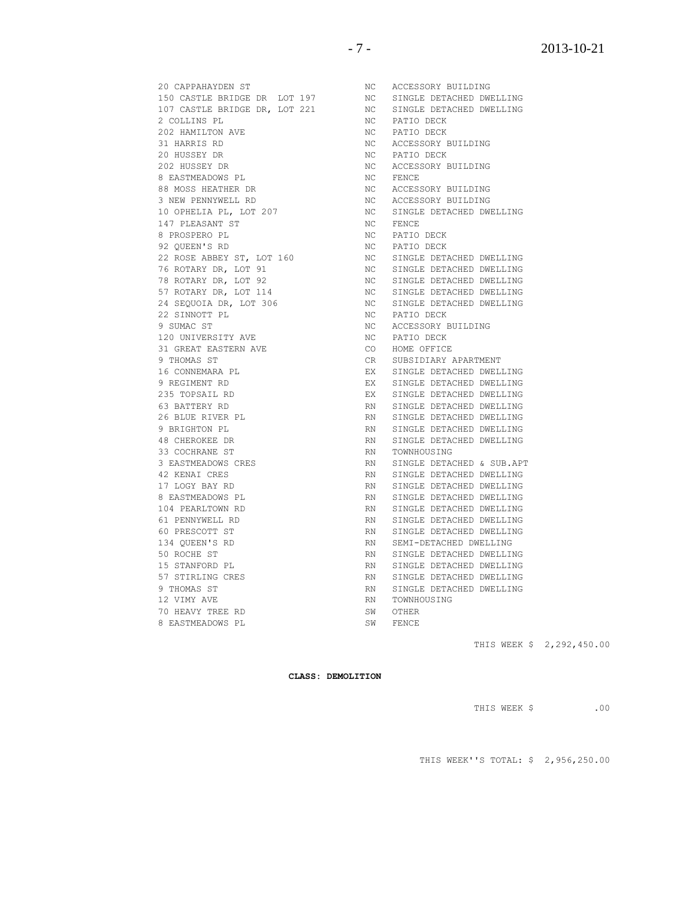| | | |
|---|---|---|
| 20 CAPPAHAYDEN ST | NC | ACCESSORY BUILDING |
| 150 CASTLE BRIDGE DR LOT 197 | NC | SINGLE DETACHED DWELLING |
| 107 CASTLE BRIDGE DR, LOT 221 | NC | SINGLE DETACHED DWELLING |
| 2 COLLINS PL | NC | PATIO DECK |
| 202 HAMILTON AVE | NC | PATIO DECK |
| 31 HARRIS RD | NC | ACCESSORY BUILDING |
| 20 HUSSEY DR | NC | PATIO DECK |
| 202 HUSSEY DR | NC | ACCESSORY BUILDING |
| 8 EASTMEADOWS PL | NC | FENCE |
| 88 MOSS HEATHER DR | NC | ACCESSORY BUILDING |
| 3 NEW PENNYWELL RD | NC | ACCESSORY BUILDING |
| 10 OPHELIA PL, LOT 207 | NC | SINGLE DETACHED DWELLING |
| 147 PLEASANT ST | NC | FENCE |
| 8 PROSPERO PL | NC | PATIO DECK |
| 92 QUEEN'S RD | NC | PATIO DECK |
| 22 ROSE ABBEY ST, LOT 160 | NC | SINGLE DETACHED DWELLING |
| 76 ROTARY DR, LOT 91 | NC | SINGLE DETACHED DWELLING |
| 78 ROTARY DR, LOT 92 | NC | SINGLE DETACHED DWELLING |
| 57 ROTARY DR, LOT 114 | NC | SINGLE DETACHED DWELLING |
| 24 SEQUOIA DR, LOT 306 | NC | SINGLE DETACHED DWELLING |
| 22 SINNOTT PL | NC | PATIO DECK |
| 9 SUMAC ST | NC | ACCESSORY BUILDING |
| 120 UNIVERSITY AVE | NC | PATIO DECK |
| 31 GREAT EASTERN AVE | CO | HOME OFFICE |
| 9 THOMAS ST | CR | SUBSIDIARY APARTMENT |
| 16 CONNEMARA PL | EX | SINGLE DETACHED DWELLING |
| 9 REGIMENT RD | EX | SINGLE DETACHED DWELLING |
| 235 TOPSAIL RD | EX | SINGLE DETACHED DWELLING |
| 63 BATTERY RD | RN | SINGLE DETACHED DWELLING |
| 26 BLUE RIVER PL | RN | SINGLE DETACHED DWELLING |
| 9 BRIGHTON PL | RN | SINGLE DETACHED DWELLING |
| 48 CHEROKEE DR | RN | SINGLE DETACHED DWELLING |
| 33 COCHRANE ST | RN | TOWNHOUSING |
| 3 EASTMEADOWS CRES | RN | SINGLE DETACHED & SUB.APT |
| 42 KENAI CRES | RN | SINGLE DETACHED DWELLING |
| 17 LOGY BAY RD | RN | SINGLE DETACHED DWELLING |
| 8 EASTMEADOWS PL | RN | SINGLE DETACHED DWELLING |
| 104 PEARLTOWN RD | RN | SINGLE DETACHED DWELLING |
| 61 PENNYWELL RD | RN | SINGLE DETACHED DWELLING |
| 60 PRESCOTT ST | RN | SINGLE DETACHED DWELLING |
| 134 QUEEN'S RD | RN | SEMI-DETACHED DWELLING |
| 50 ROCHE ST | RN | SINGLE DETACHED DWELLING |
| 15 STANFORD PL | RN | SINGLE DETACHED DWELLING |
| 57 STIRLING CRES | RN | SINGLE DETACHED DWELLING |
| 9 THOMAS ST | RN | SINGLE DETACHED DWELLING |
| 12 VIMY AVE | RN | TOWNHOUSING |
| 70 HEAVY TREE RD | SW | OTHER |
| 8 EASTMEADOWS PL | SW | FENCE |

THIS WEEK $ 2,292,450.00

**CLASS: DEMOLITION**

THIS WEEK $ .00

THIS WEEK''S TOTAL: $ 2,956,250.00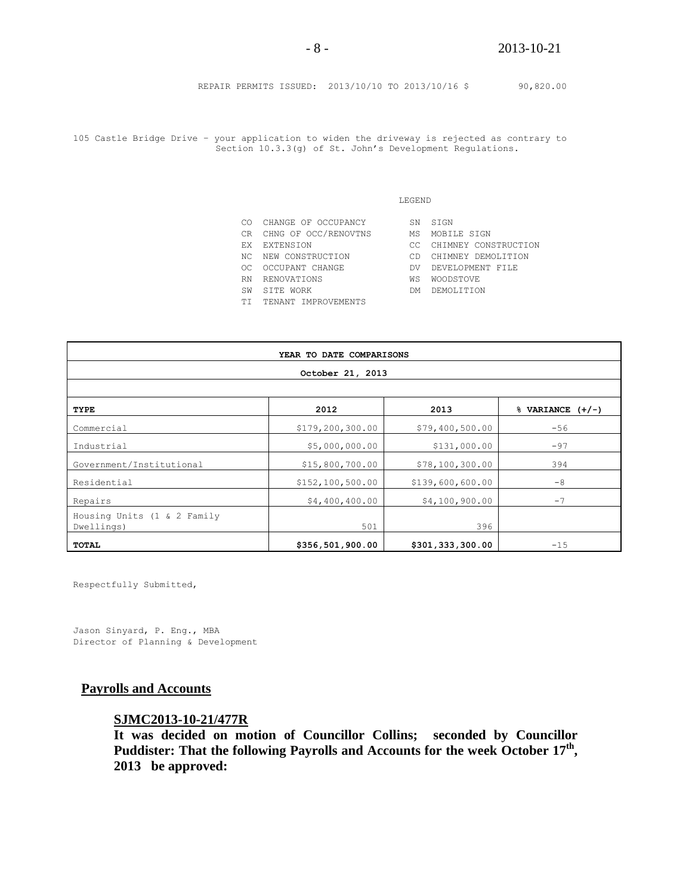REPAIR PERMITS ISSUED: 2013/10/10 TO 2013/10/16 $ 90,820.00

105 Castle Bridge Drive – your application to widen the driveway is rejected as contrary to Section 10.3.3(g) of St. John's Development Regulations.

LEGEND

| | | | |
|---|---|---|---|
| CO | CHANGE OF OCCUPANCY | SN | SIGN |
| CR | CHNG OF OCC/RENOVTNS | MS | MOBILE SIGN |
| EX | EXTENSION | CC | CHIMNEY CONSTRUCTION |
| NC | NEW CONSTRUCTION | CD | CHIMNEY DEMOLITION |
| OC | OCCUPANT CHANGE | DV | DEVELOPMENT FILE |
| RN | RENOVATIONS | WS | WOODSTOVE |
| SW | SITE WORK | DM | DEMOLITION |
| TI | TENANT IMPROVEMENTS | | |

**YEAR TO DATE COMPARISONS**

**October 21, 2013**

| TYPE | 2012 | 2013 | % VARIANCE (+/-) |
|---|---|---|---|
| Commercial | $179,200,300.00 | $79,400,500.00 | -56 |
| Industrial | $5,000,000.00 | $131,000.00 | -97 |
| Government/Institutional | $15,800,700.00 | $78,100,300.00 | 394 |
| Residential | $152,100,500.00 | $139,600,600.00 | -8 |
| Repairs | $4,400,400.00 | $4,100,900.00 | -7 |
| Housing Units (1 & 2 Family Dwellings) | 501 | 396 | |
| **TOTAL** | **$356,501,900.00** | **$301,333,300.00** | -15 |

Respectfully Submitted,

Jason Sinyard, P. Eng., MBA
Director of Planning & Development

## Payrolls and Accounts

**SJMC2013-10-21/477R**

**It was decided on motion of Councillor Collins; seconded by Councillor Puddister: That the following Payrolls and Accounts for the week October 17th, 2013 be approved:**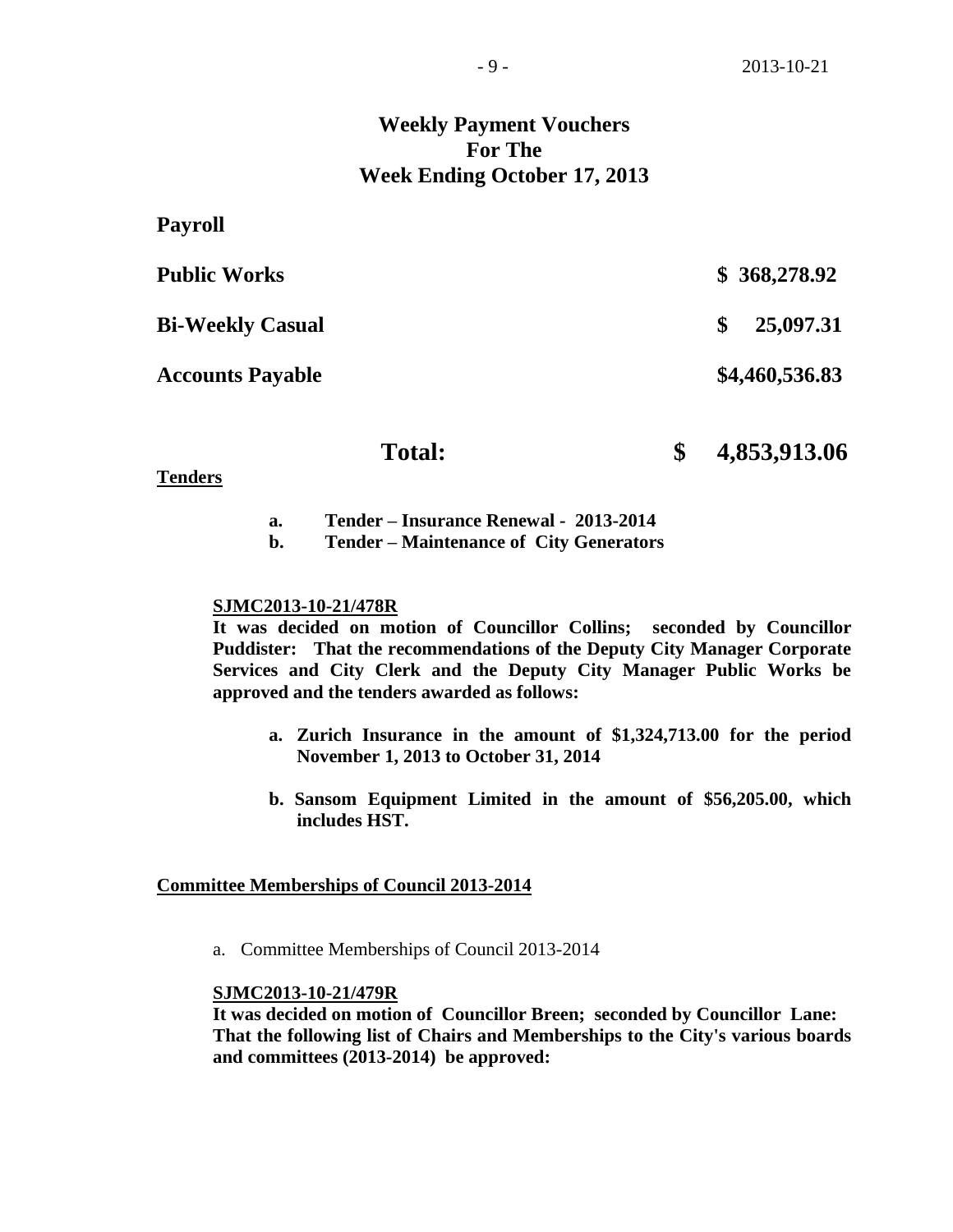## Weekly Payment Vouchers For The Week Ending October 17, 2013

**Payroll**

| | |
|---|---|
| **Public Works** | **$ 368,278.92** |
| **Bi-Weekly Casual** | **$ 25,097.31** |
| **Accounts Payable** | **$4,460,536.83** |
| **Total:** | **$ 4,853,913.06** |

**Tenders**

- **a. Tender – Insurance Renewal - 2013-2014**
- **b. Tender – Maintenance of City Generators**

**SJMC2013-10-21/478R**

**It was decided on motion of Councillor Collins; seconded by Councillor Puddister: That the recommendations of the Deputy City Manager Corporate Services and City Clerk and the Deputy City Manager Public Works be approved and the tenders awarded as follows:**

- **a. Zurich Insurance in the amount of $1,324,713.00 for the period November 1, 2013 to October 31, 2014**
- **b. Sansom Equipment Limited in the amount of $56,205.00, which includes HST.**

**Committee Memberships of Council 2013-2014**

a. Committee Memberships of Council 2013-2014

**SJMC2013-10-21/479R**

**It was decided on motion of Councillor Breen; seconded by Councillor Lane: That the following list of Chairs and Memberships to the City's various boards and committees (2013-2014) be approved:**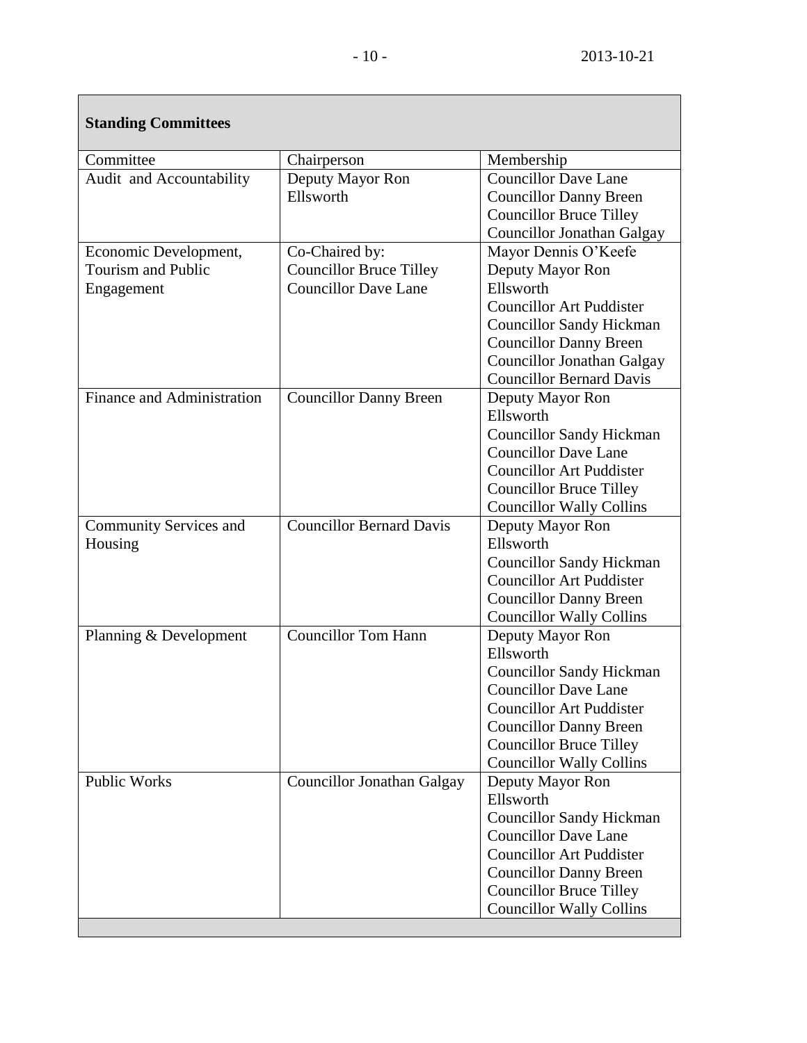| Standing Committees | | |
|---|---|---|
| Committee | Chairperson | Membership |
| Audit and Accountability | Deputy Mayor Ron Ellsworth | Councillor Dave Lane<br>Councillor Danny Breen<br>Councillor Bruce Tilley<br>Councillor Jonathan Galgay |
| Economic Development, Tourism and Public Engagement | Co-Chaired by:<br>Councillor Bruce Tilley<br>Councillor Dave Lane | Mayor Dennis O'Keefe<br>Deputy Mayor Ron Ellsworth<br>Councillor Art Puddister<br>Councillor Sandy Hickman<br>Councillor Danny Breen<br>Councillor Jonathan Galgay<br>Councillor Bernard Davis |
| Finance and Administration | Councillor Danny Breen | Deputy Mayor Ron Ellsworth<br>Councillor Sandy Hickman<br>Councillor Dave Lane<br>Councillor Art Puddister<br>Councillor Bruce Tilley<br>Councillor Wally Collins |
| Community Services and Housing | Councillor Bernard Davis | Deputy Mayor Ron Ellsworth<br>Councillor Sandy Hickman<br>Councillor Art Puddister<br>Councillor Danny Breen<br>Councillor Wally Collins |
| Planning & Development | Councillor Tom Hann | Deputy Mayor Ron Ellsworth<br>Councillor Sandy Hickman<br>Councillor Dave Lane<br>Councillor Art Puddister<br>Councillor Danny Breen<br>Councillor Bruce Tilley<br>Councillor Wally Collins |
| Public Works | Councillor Jonathan Galgay | Deputy Mayor Ron Ellsworth<br>Councillor Sandy Hickman<br>Councillor Dave Lane<br>Councillor Art Puddister<br>Councillor Danny Breen<br>Councillor Bruce Tilley<br>Councillor Wally Collins |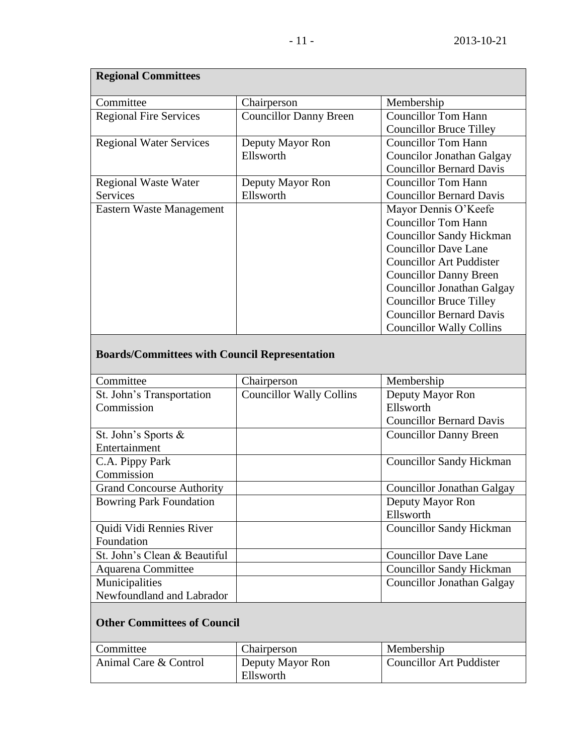| **Regional Committees** | | |
|---|---|---|
| Committee | Chairperson | Membership |
| Regional Fire Services | Councillor Danny Breen | Councillor Tom Hann<br>Councillor Bruce Tilley |
| Regional Water Services | Deputy Mayor Ron Ellsworth | Councillor Tom Hann<br>Councilor Jonathan Galgay<br>Councillor Bernard Davis |
| Regional Waste Water Services | Deputy Mayor Ron Ellsworth | Councillor Tom Hann<br>Councillor Bernard Davis |
| Eastern Waste Management | | Mayor Dennis O'Keefe<br>Councillor Tom Hann<br>Councillor Sandy Hickman<br>Councillor Dave Lane<br>Councillor Art Puddister<br>Councillor Danny Breen<br>Councillor Jonathan Galgay<br>Councillor Bruce Tilley<br>Councillor Bernard Davis<br>Councillor Wally Collins |

| **Boards/Committees with Council Representation** | | |
|---|---|---|
| Committee | Chairperson | Membership |
| St. John's Transportation Commission | Councillor Wally Collins | Deputy Mayor Ron Ellsworth<br>Councillor Bernard Davis |
| St. John's Sports & Entertainment | | Councillor Danny Breen |
| C.A. Pippy Park Commission | | Councillor Sandy Hickman |
| Grand Concourse Authority | | Councillor Jonathan Galgay |
| Bowring Park Foundation | | Deputy Mayor Ron Ellsworth |
| Quidi Vidi Rennies River Foundation | | Councillor Sandy Hickman |
| St. John's Clean & Beautiful | | Councillor Dave Lane |
| Aquarena Committee | | Councillor Sandy Hickman |
| Municipalities Newfoundland and Labrador | | Councillor Jonathan Galgay |

| **Other Committees of Council** | | |
|---|---|---|
| Committee | Chairperson | Membership |
| Animal Care & Control | Deputy Mayor Ron Ellsworth | Councillor Art Puddister |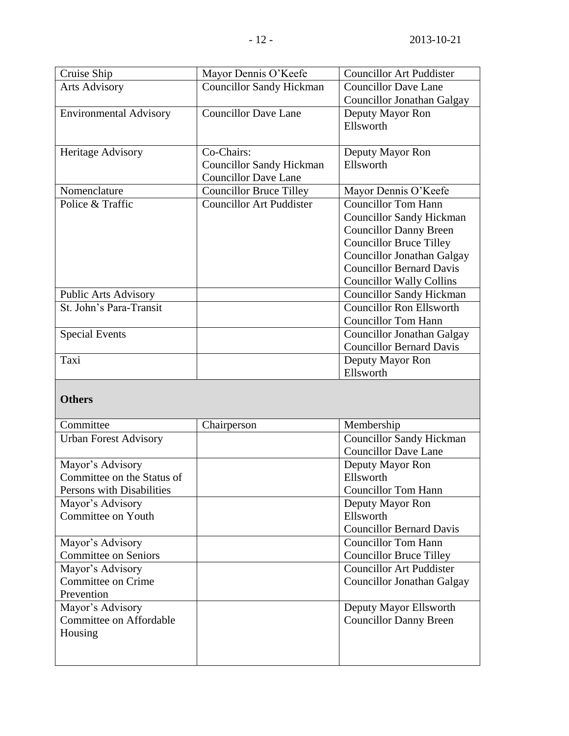| | | |
|---|---|---|
| Cruise Ship | Mayor Dennis O'Keefe | Councillor Art Puddister |
| Arts Advisory | Councillor Sandy Hickman | Councillor Dave Lane<br>Councillor Jonathan Galgay |
| Environmental Advisory | Councillor Dave Lane | Deputy Mayor Ron Ellsworth |
| Heritage Advisory | Co-Chairs:<br>Councillor Sandy Hickman<br>Councillor Dave Lane | Deputy Mayor Ron Ellsworth |
| Nomenclature | Councillor Bruce Tilley | Mayor Dennis O'Keefe |
| Police & Traffic | Councillor Art Puddister | Councillor Tom Hann<br>Councillor Sandy Hickman<br>Councillor Danny Breen<br>Councillor Bruce Tilley<br>Councillor Jonathan Galgay<br>Councillor Bernard Davis<br>Councillor Wally Collins |
| Public Arts Advisory | | Councillor Sandy Hickman |
| St. John's Para-Transit | | Councillor Ron Ellsworth<br>Councillor Tom Hann |
| Special Events | | Councillor Jonathan Galgay<br>Councillor Bernard Davis |
| Taxi | | Deputy Mayor Ron Ellsworth |

**Others**

| Committee | Chairperson | Membership |
|---|---|---|
| Urban Forest Advisory | | Councillor Sandy Hickman<br>Councillor Dave Lane |
| Mayor's Advisory Committee on the Status of Persons with Disabilities | | Deputy Mayor Ron Ellsworth<br>Councillor Tom Hann |
| Mayor's Advisory Committee on Youth | | Deputy Mayor Ron Ellsworth<br>Councillor Bernard Davis |
| Mayor's Advisory Committee on Seniors | | Councillor Tom Hann<br>Councillor Bruce Tilley |
| Mayor's Advisory Committee on Crime Prevention | | Councillor Art Puddister<br>Councillor Jonathan Galgay |
| Mayor's Advisory Committee on Affordable Housing | | Deputy Mayor Ellsworth<br>Councillor Danny Breen |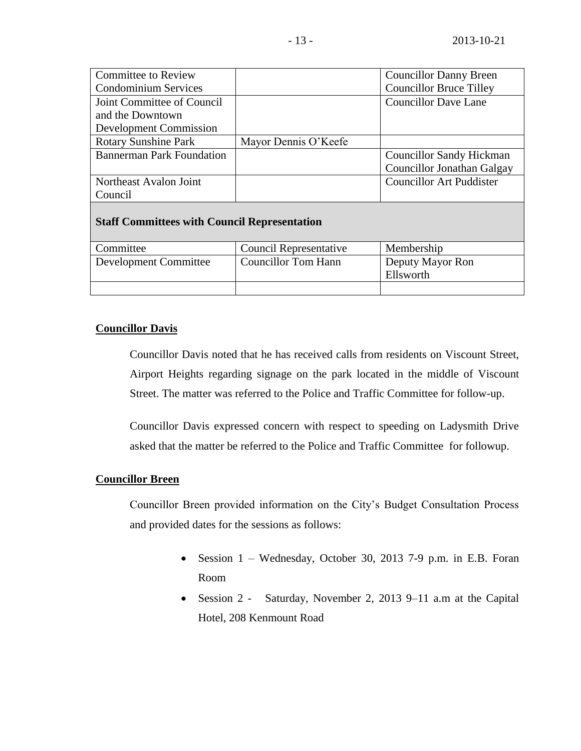| Committee | Council Representative | Membership |
| --- | --- | --- |
| Committee to Review Condominium Services | | Councillor Danny Breen<br>Councillor Bruce Tilley |
| Joint Committee of Council and the Downtown Development Commission | | Councillor Dave Lane |
| Rotary Sunshine Park | Mayor Dennis O'Keefe | |
| Bannerman Park Foundation | | Councillor Sandy Hickman<br>Councillor Jonathan Galgay |
| Northeast Avalon Joint Council | | Councillor Art Puddister |

**Staff Committees with Council Representation**

| Committee | Council Representative | Membership |
| --- | --- | --- |
| Development Committee | Councillor Tom Hann | Deputy Mayor Ron Ellsworth |
| | | |

**Councillor Davis**

Councillor Davis noted that he has received calls from residents on Viscount Street, Airport Heights regarding signage on the park located in the middle of Viscount Street. The matter was referred to the Police and Traffic Committee for follow-up.

Councillor Davis expressed concern with respect to speeding on Ladysmith Drive asked that the matter be referred to the Police and Traffic Committee for followup.

**Councillor Breen**

Councillor Breen provided information on the City's Budget Consultation Process and provided dates for the sessions as follows:

- Session 1 – Wednesday, October 30, 2013 7-9 p.m. in E.B. Foran Room
- Session 2 - Saturday, November 2, 2013 9–11 a.m at the Capital Hotel, 208 Kenmount Road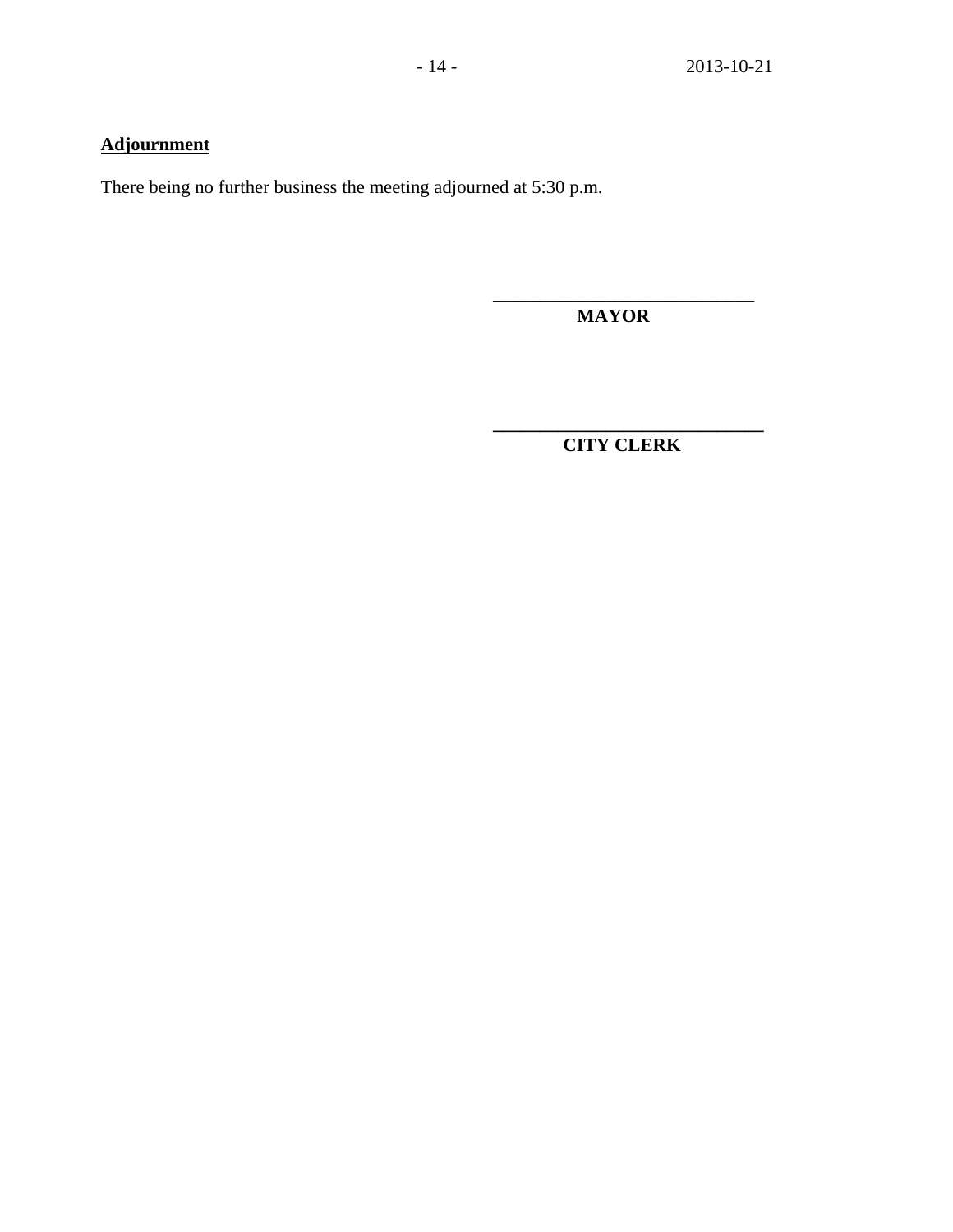**Adjournment**

There being no further business the meeting adjourned at 5:30 p.m.

\_\_\_\_\_\_\_\_\_\_\_\_\_\_\_\_\_\_\_\_\_\_\_\_\_\_\_\_\_\_

**MAYOR**

\_\_\_\_\_\_\_\_\_\_\_\_\_\_\_\_\_\_\_\_\_\_\_\_\_\_\_\_\_\_

**CITY CLERK**